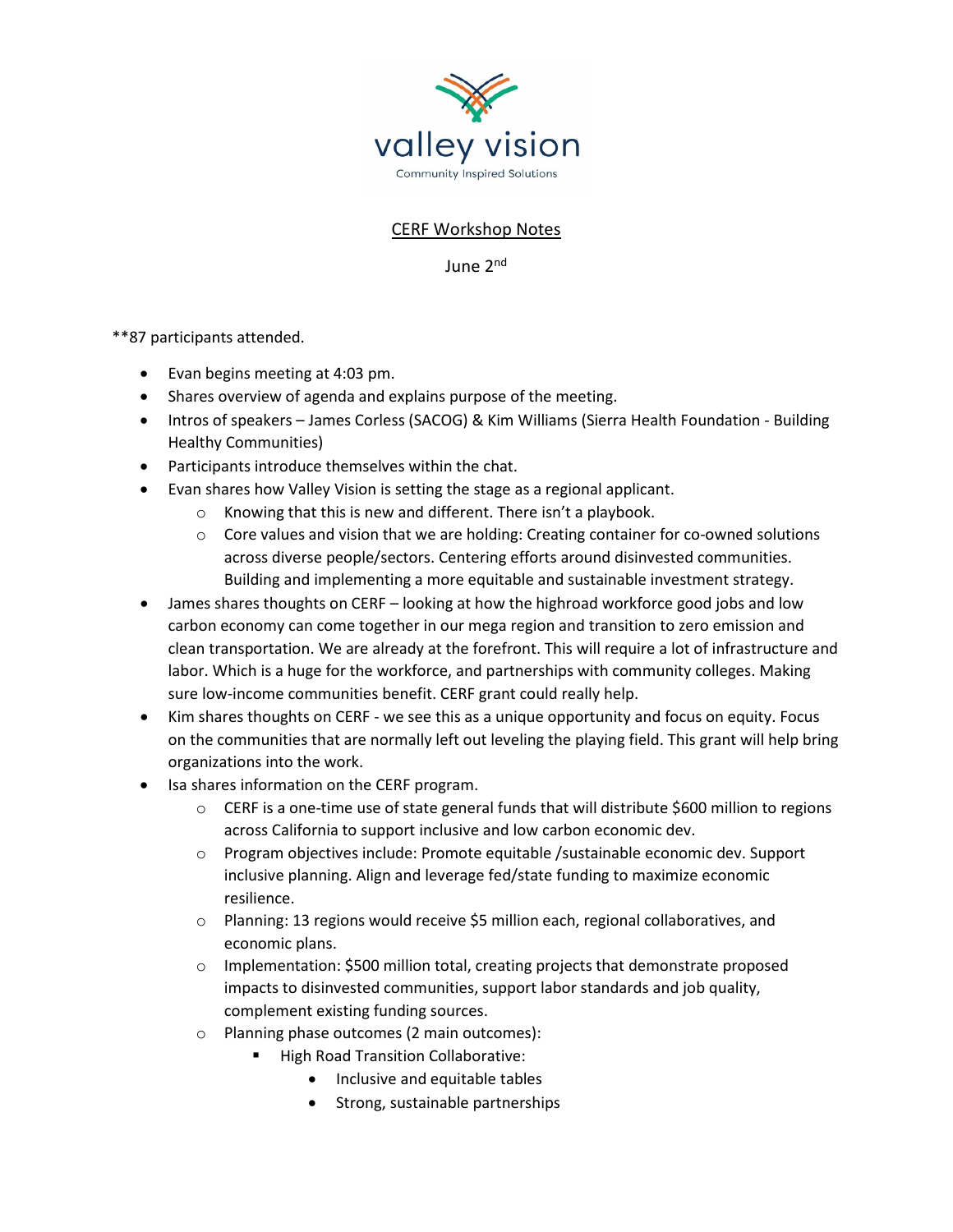valley vision

Community Inspired Solutions

# CERF Workshop Notes

June 2nd

**87 participants attended.

- Evan begins meeting at 4:03 pm.
- Shares overview of agenda and explains purpose of the meeting.
- Intros of speakers – James Corless (SACOG) & Kim Williams (Sierra Health Foundation - Building Healthy Communities)
- Participants introduce themselves within the chat.
- Evan shares how Valley Vision is setting the stage as a regional applicant.
    - Knowing that this is new and different. There isn't a playbook.
    - Core values and vision that we are holding: Creating container for co-owned solutions across diverse people/sectors. Centering efforts around disinvested communities. Building and implementing a more equitable and sustainable investment strategy.
- James shares thoughts on CERF – looking at how the highroad workforce good jobs and low carbon economy can come together in our mega region and transition to zero emission and clean transportation. We are already at the forefront. This will require a lot of infrastructure and labor. Which is a huge for the workforce, and partnerships with community colleges. Making sure low-income communities benefit. CERF grant could really help.
- Kim shares thoughts on CERF - we see this as a unique opportunity and focus on equity. Focus on the communities that are normally left out leveling the playing field. This grant will help bring organizations into the work.
- Isa shares information on the CERF program.
    - CERF is a one-time use of state general funds that will distribute $600 million to regions across California to support inclusive and low carbon economic dev.
    - Program objectives include: Promote equitable /sustainable economic dev. Support inclusive planning. Align and leverage fed/state funding to maximize economic resilience.
    - Planning: 13 regions would receive $5 million each, regional collaboratives, and economic plans.
    - Implementation: $500 million total, creating projects that demonstrate proposed impacts to disinvested communities, support labor standards and job quality, complement existing funding sources.
    - Planning phase outcomes (2 main outcomes):
        - High Road Transition Collaborative:
            - Inclusive and equitable tables
            - Strong, sustainable partnerships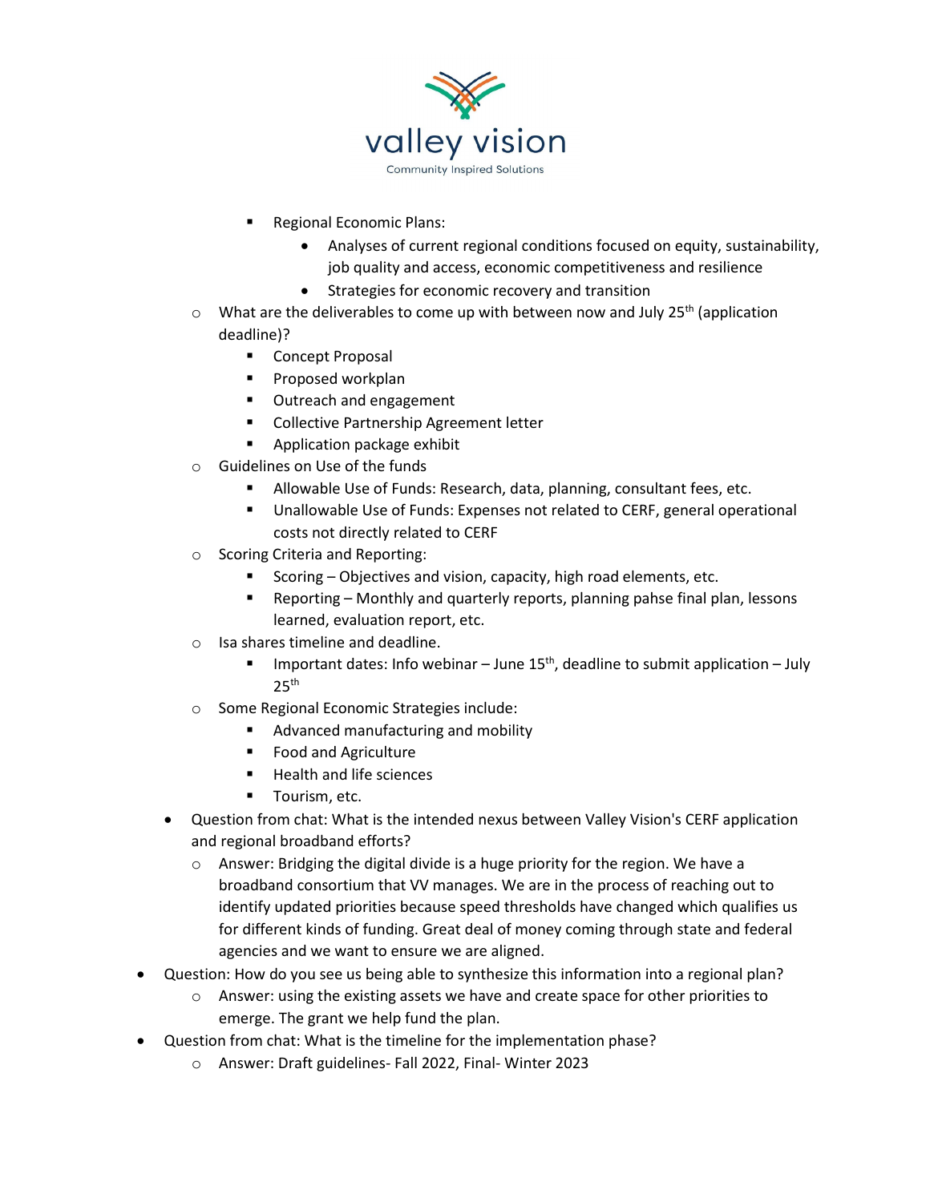- Regional Economic Plans:
  - Analyses of current regional conditions focused on equity, sustainability, job quality and access, economic competitiveness and resilience
  - Strategies for economic recovery and transition
- What are the deliverables to come up with between now and July 25th (application deadline)?
  - Concept Proposal
  - Proposed workplan
  - Outreach and engagement
  - Collective Partnership Agreement letter
  - Application package exhibit
- Guidelines on Use of the funds
  - Allowable Use of Funds: Research, data, planning, consultant fees, etc.
  - Unallowable Use of Funds: Expenses not related to CERF, general operational costs not directly related to CERF
- Scoring Criteria and Reporting:
  - Scoring – Objectives and vision, capacity, high road elements, etc.
  - Reporting – Monthly and quarterly reports, planning pahse final plan, lessons learned, evaluation report, etc.
- Isa shares timeline and deadline.
  - Important dates: Info webinar – June 15th, deadline to submit application – July 25th
- Some Regional Economic Strategies include:
  - Advanced manufacturing and mobility
  - Food and Agriculture
  - Health and life sciences
  - Tourism, etc.
- Question from chat: What is the intended nexus between Valley Vision's CERF application and regional broadband efforts?
  - Answer: Bridging the digital divide is a huge priority for the region. We have a broadband consortium that VV manages. We are in the process of reaching out to identify updated priorities because speed thresholds have changed which qualifies us for different kinds of funding. Great deal of money coming through state and federal agencies and we want to ensure we are aligned.

- Question: How do you see us being able to synthesize this information into a regional plan?
  - Answer: using the existing assets we have and create space for other priorities to emerge. The grant we help fund the plan.
- Question from chat: What is the timeline for the implementation phase?
  - Answer: Draft guidelines- Fall 2022, Final- Winter 2023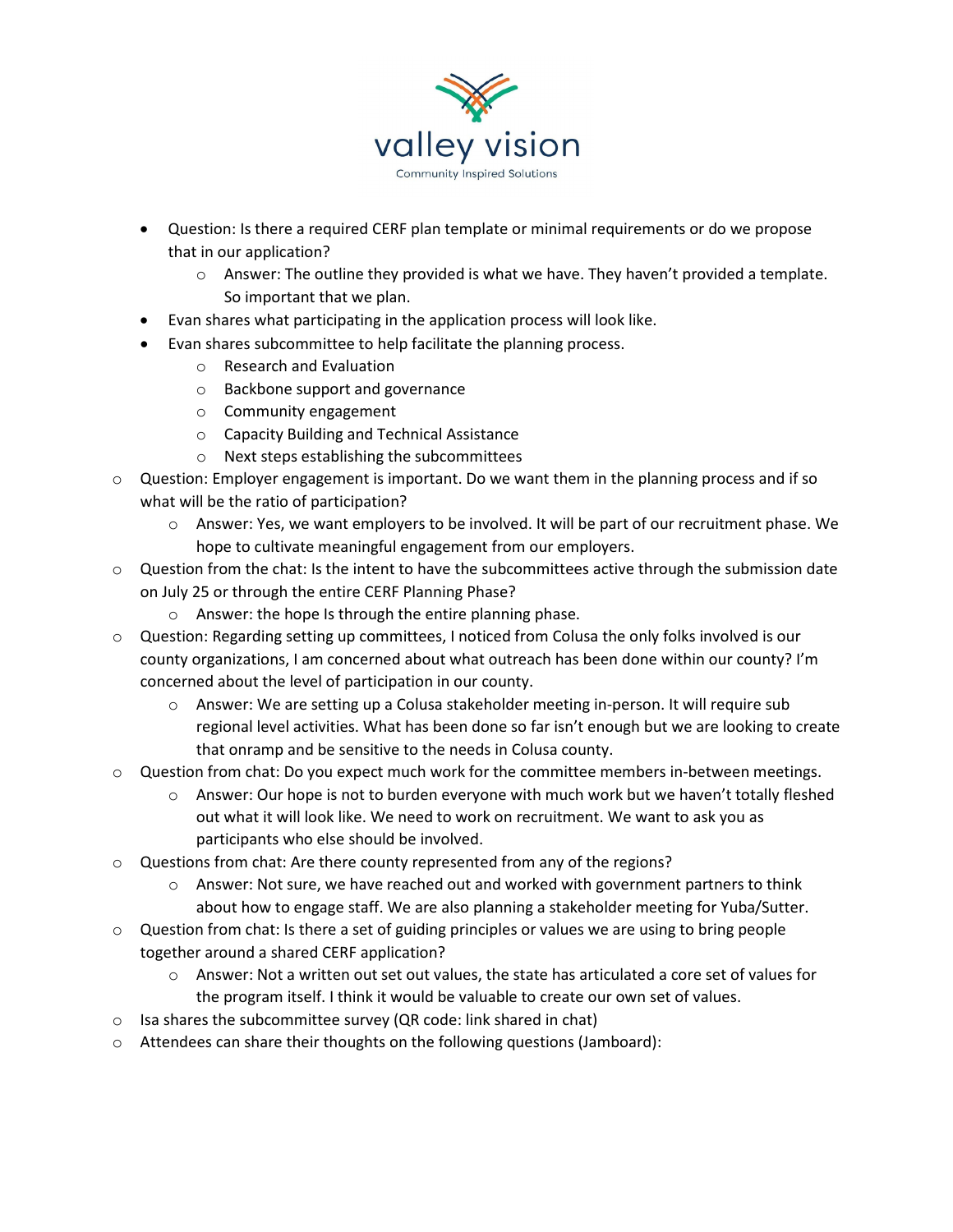- Question: Is there a required CERF plan template or minimal requirements or do we propose that in our application?
  - Answer: The outline they provided is what we have. They haven't provided a template. So important that we plan.
- Evan shares what participating in the application process will look like.
- Evan shares subcommittee to help facilitate the planning process.
  - Research and Evaluation
  - Backbone support and governance
  - Community engagement
  - Capacity Building and Technical Assistance
  - Next steps establishing the subcommittees

- Question: Employer engagement is important. Do we want them in the planning process and if so what will be the ratio of participation?
  - Answer: Yes, we want employers to be involved. It will be part of our recruitment phase. We hope to cultivate meaningful engagement from our employers.
- Question from the chat: Is the intent to have the subcommittees active through the submission date on July 25 or through the entire CERF Planning Phase?
  - Answer: the hope Is through the entire planning phase.
- Question: Regarding setting up committees, I noticed from Colusa the only folks involved is our county organizations, I am concerned about what outreach has been done within our county? I'm concerned about the level of participation in our county.
  - Answer: We are setting up a Colusa stakeholder meeting in-person. It will require sub regional level activities. What has been done so far isn't enough but we are looking to create that onramp and be sensitive to the needs in Colusa county.
- Question from chat: Do you expect much work for the committee members in-between meetings.
  - Answer: Our hope is not to burden everyone with much work but we haven't totally fleshed out what it will look like. We need to work on recruitment. We want to ask you as participants who else should be involved.
- Questions from chat: Are there county represented from any of the regions?
  - Answer: Not sure, we have reached out and worked with government partners to think about how to engage staff. We are also planning a stakeholder meeting for Yuba/Sutter.
- Question from chat: Is there a set of guiding principles or values we are using to bring people together around a shared CERF application?
  - Answer: Not a written out set out values, the state has articulated a core set of values for the program itself. I think it would be valuable to create our own set of values.
- Isa shares the subcommittee survey (QR code: link shared in chat)
- Attendees can share their thoughts on the following questions (Jamboard):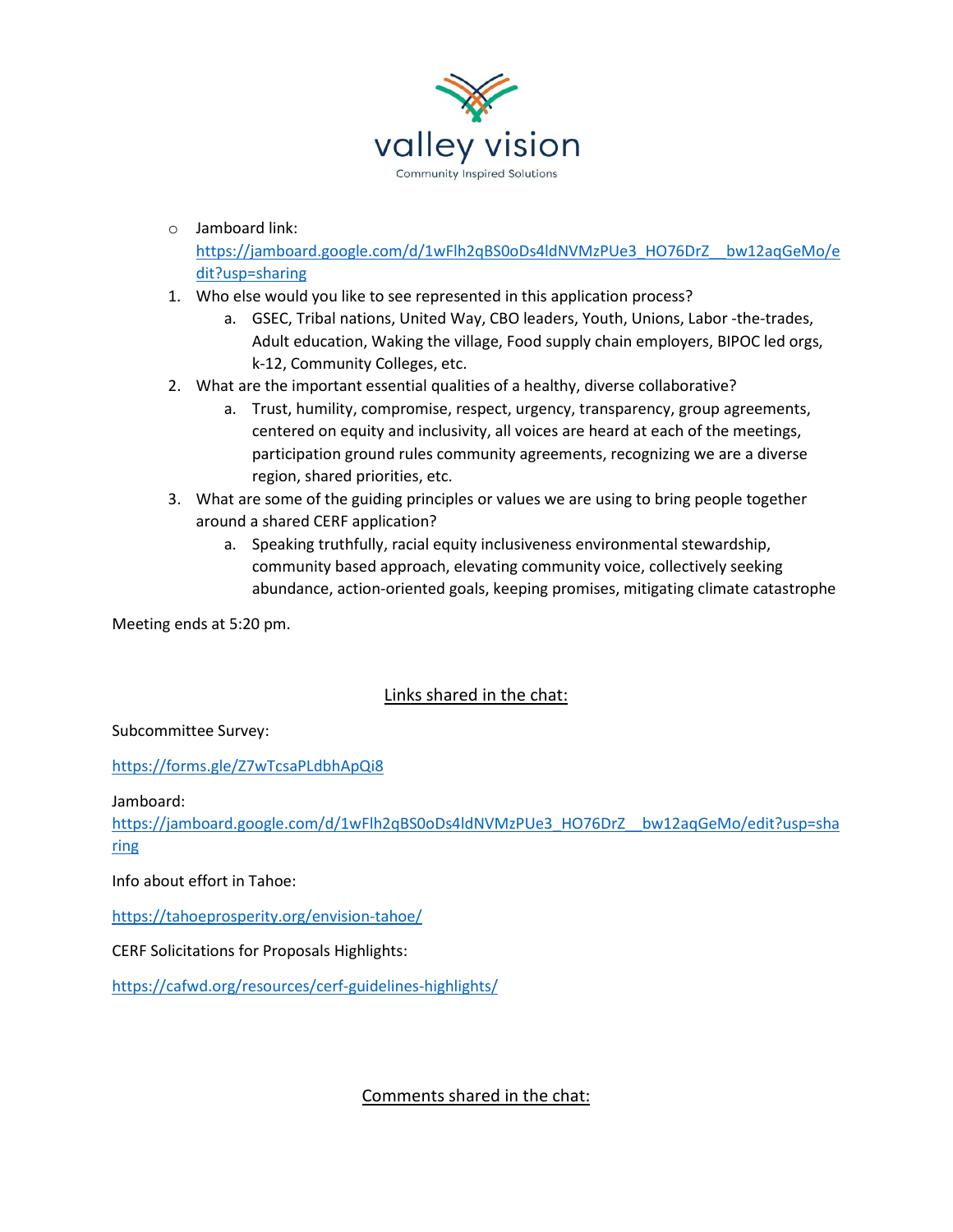- Jamboard link: https://jamboard.google.com/d/1wFlh2qBS0oDs4ldNVMzPUe3_HO76DrZ__bw12aqGeMo/edit?usp=sharing

1. Who else would you like to see represented in this application process?
   a. GSEC, Tribal nations, United Way, CBO leaders, Youth, Unions, Labor -the-trades, Adult education, Waking the village, Food supply chain employers, BIPOC led orgs, k-12, Community Colleges, etc.
2. What are the important essential qualities of a healthy, diverse collaborative?
   a. Trust, humility, compromise, respect, urgency, transparency, group agreements, centered on equity and inclusivity, all voices are heard at each of the meetings, participation ground rules community agreements, recognizing we are a diverse region, shared priorities, etc.
3. What are some of the guiding principles or values we are using to bring people together around a shared CERF application?
   a. Speaking truthfully, racial equity inclusiveness environmental stewardship, community based approach, elevating community voice, collectively seeking abundance, action-oriented goals, keeping promises, mitigating climate catastrophe

Meeting ends at 5:20 pm.

## Links shared in the chat:

Subcommittee Survey:

https://forms.gle/Z7wTcsaPLdbhApQi8

Jamboard:
https://jamboard.google.com/d/1wFlh2qBS0oDs4ldNVMzPUe3_HO76DrZ__bw12aqGeMo/edit?usp=sharing

Info about effort in Tahoe:

https://tahoeprosperity.org/envision-tahoe/

CERF Solicitations for Proposals Highlights:

https://cafwd.org/resources/cerf-guidelines-highlights/

## Comments shared in the chat: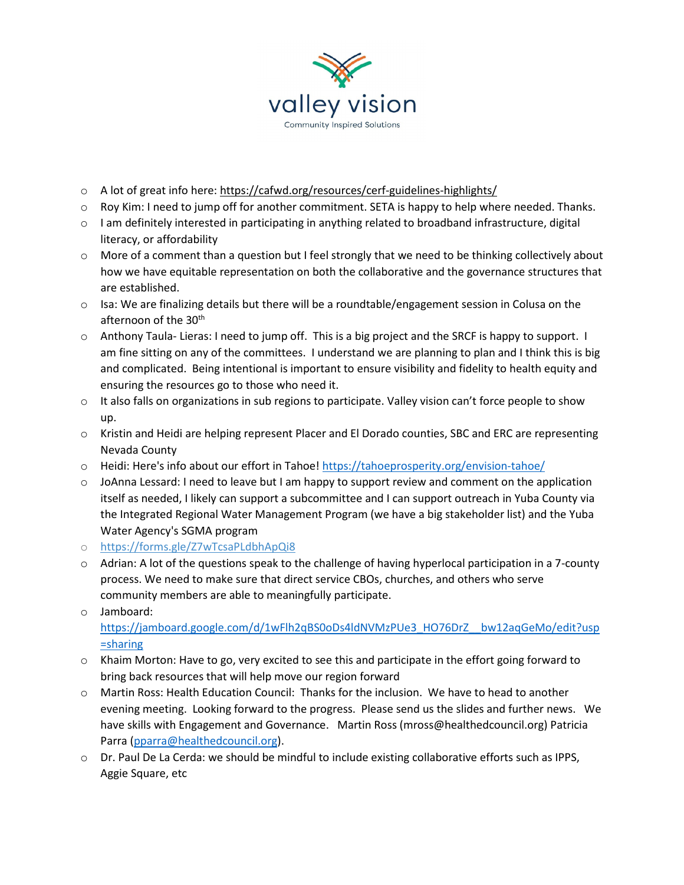- A lot of great info here: https://cafwd.org/resources/cerf-guidelines-highlights/
- Roy Kim: I need to jump off for another commitment. SETA is happy to help where needed. Thanks.
- I am definitely interested in participating in anything related to broadband infrastructure, digital literacy, or affordability
- More of a comment than a question but I feel strongly that we need to be thinking collectively about how we have equitable representation on both the collaborative and the governance structures that are established.
- Isa: We are finalizing details but there will be a roundtable/engagement session in Colusa on the afternoon of the 30th
- Anthony Taula- Lieras: I need to jump off. This is a big project and the SRCF is happy to support. I am fine sitting on any of the committees. I understand we are planning to plan and I think this is big and complicated. Being intentional is important to ensure visibility and fidelity to health equity and ensuring the resources go to those who need it.
- It also falls on organizations in sub regions to participate. Valley vision can't force people to show up.
- Kristin and Heidi are helping represent Placer and El Dorado counties, SBC and ERC are representing Nevada County
- Heidi: Here's info about our effort in Tahoe! https://tahoeprosperity.org/envision-tahoe/
- JoAnna Lessard: I need to leave but I am happy to support review and comment on the application itself as needed, I likely can support a subcommittee and I can support outreach in Yuba County via the Integrated Regional Water Management Program (we have a big stakeholder list) and the Yuba Water Agency's SGMA program
- https://forms.gle/Z7wTcsaPLdbhApQi8
- Adrian: A lot of the questions speak to the challenge of having hyperlocal participation in a 7-county process. We need to make sure that direct service CBOs, churches, and others who serve community members are able to meaningfully participate.
- Jamboard: https://jamboard.google.com/d/1wFlh2qBS0oDs4ldNVMzPUe3_HO76DrZ__bw12aqGeMo/edit?usp=sharing
- Khaim Morton: Have to go, very excited to see this and participate in the effort going forward to bring back resources that will help move our region forward
- Martin Ross: Health Education Council: Thanks for the inclusion. We have to head to another evening meeting. Looking forward to the progress. Please send us the slides and further news. We have skills with Engagement and Governance. Martin Ross (mross@healthedcouncil.org) Patricia Parra (pparra@healthedcouncil.org).
- Dr. Paul De La Cerda: we should be mindful to include existing collaborative efforts such as IPPS, Aggie Square, etc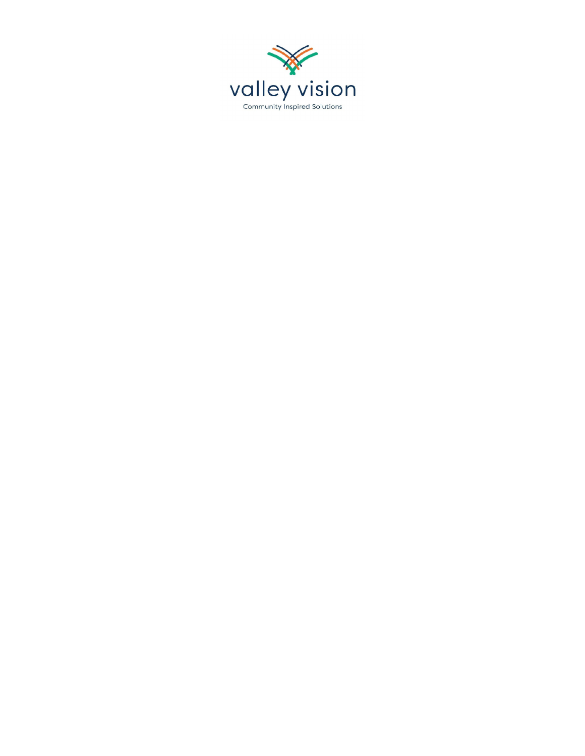valley vision

Community Inspired Solutions